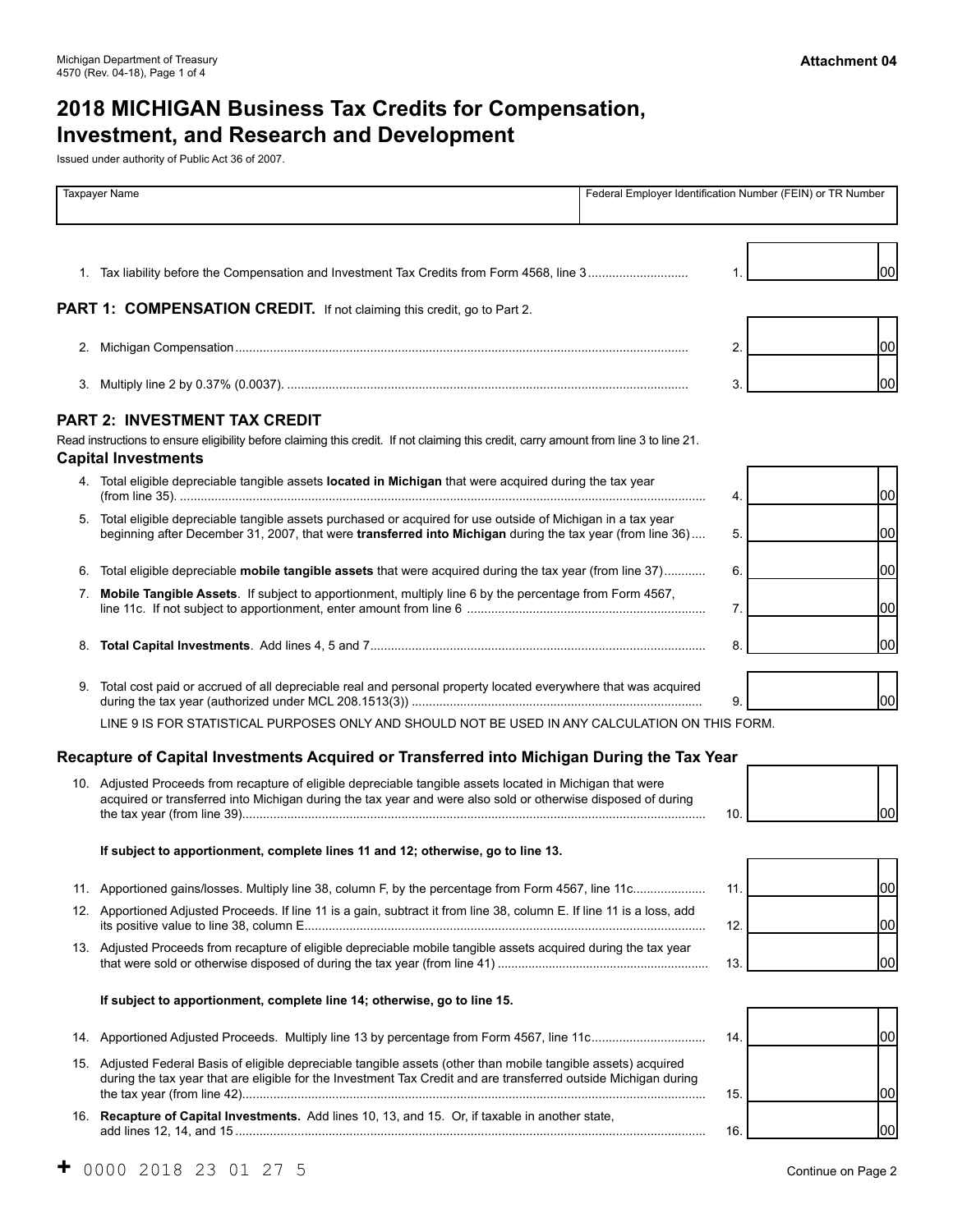Michigan Department of Treasury
4570 (Rev. 04-18), Page 1 of 4

**Attachment 04**

# 2018 MICHIGAN Business Tax Credits for Compensation, Investment, and Research and Development

Issued under authority of Public Act 36 of 2007.

| Taxpayer Name | Federal Employer Identification Number (FEIN) or TR Number |
|---|---|
| | |

1. Tax liability before the Compensation and Investment Tax Credits from Form 4568, line 3 ............................ 1. ____ 00

## PART 1: COMPENSATION CREDIT. 
If not claiming this credit, go to Part 2.

2. Michigan Compensation ........................................................................................................................ 2. ____ 00
3. Multiply line 2 by 0.37% (0.0037). .......................................................................................................... 3. ____ 00

## PART 2: INVESTMENT TAX CREDIT

Read instructions to ensure eligibility before claiming this credit. If not claiming this credit, carry amount from line 3 to line 21.

### Capital Investments

4. Total eligible depreciable tangible assets **located in Michigan** that were acquired during the tax year (from line 35). ..................................................................................................................... 4. ____ 00
5. Total eligible depreciable tangible assets purchased or acquired for use outside of Michigan in a tax year beginning after December 31, 2007, that were **transferred into Michigan** during the tax year (from line 36).... 5. ____ 00
6. Total eligible depreciable **mobile tangible assets** that were acquired during the tax year (from line 37)........... 6. ____ 00
7. **Mobile Tangible Assets**. If subject to apportionment, multiply line 6 by the percentage from Form 4567, line 11c. If not subject to apportionment, enter amount from line 6 .................................................................... 7. ____ 00
8. **Total Capital Investments**. Add lines 4, 5 and 7................................................................................. 8. ____ 00
9. Total cost paid or accrued of all depreciable real and personal property located everywhere that was acquired during the tax year (authorized under MCL 208.1513(3)) .................................................................................. 9. ____ 00

LINE 9 IS FOR STATISTICAL PURPOSES ONLY AND SHOULD NOT BE USED IN ANY CALCULATION ON THIS FORM.

### Recapture of Capital Investments Acquired or Transferred into Michigan During the Tax Year

10. Adjusted Proceeds from recapture of eligible depreciable tangible assets located in Michigan that were acquired or transferred into Michigan during the tax year and were also sold or otherwise disposed of during the tax year (from line 39)...................................................................................................................... 10. ____ 00

**If subject to apportionment, complete lines 11 and 12; otherwise, go to line 13.**

11. Apportioned gains/losses. Multiply line 38, column F, by the percentage from Form 4567, line 11c.................... 11. ____ 00
12. Apportioned Adjusted Proceeds. If line 11 is a gain, subtract it from line 38, column E. If line 11 is a loss, add its positive value to line 38, column E................................................................................................... 12. ____ 00
13. Adjusted Proceeds from recapture of eligible depreciable mobile tangible assets acquired during the tax year that were sold or otherwise disposed of during the tax year (from line 41) ............................................................ 13. ____ 00

**If subject to apportionment, complete line 14; otherwise, go to line 15.**

14. Apportioned Adjusted Proceeds. Multiply line 13 by percentage from Form 4567, line 11c................................ 14. ____ 00
15. Adjusted Federal Basis of eligible depreciable tangible assets (other than mobile tangible assets) acquired during the tax year that are eligible for the Investment Tax Credit and are transferred outside Michigan during the tax year (from line 42)................................................................................................................... 15. ____ 00
16. **Recapture of Capital Investments.** Add lines 10, 13, and 15. Or, if taxable in another state, add lines 12, 14, and 15 ..................................................................................................................... 16. ____ 00

+ 0000 2018 23 01 27 5

Continue on Page 2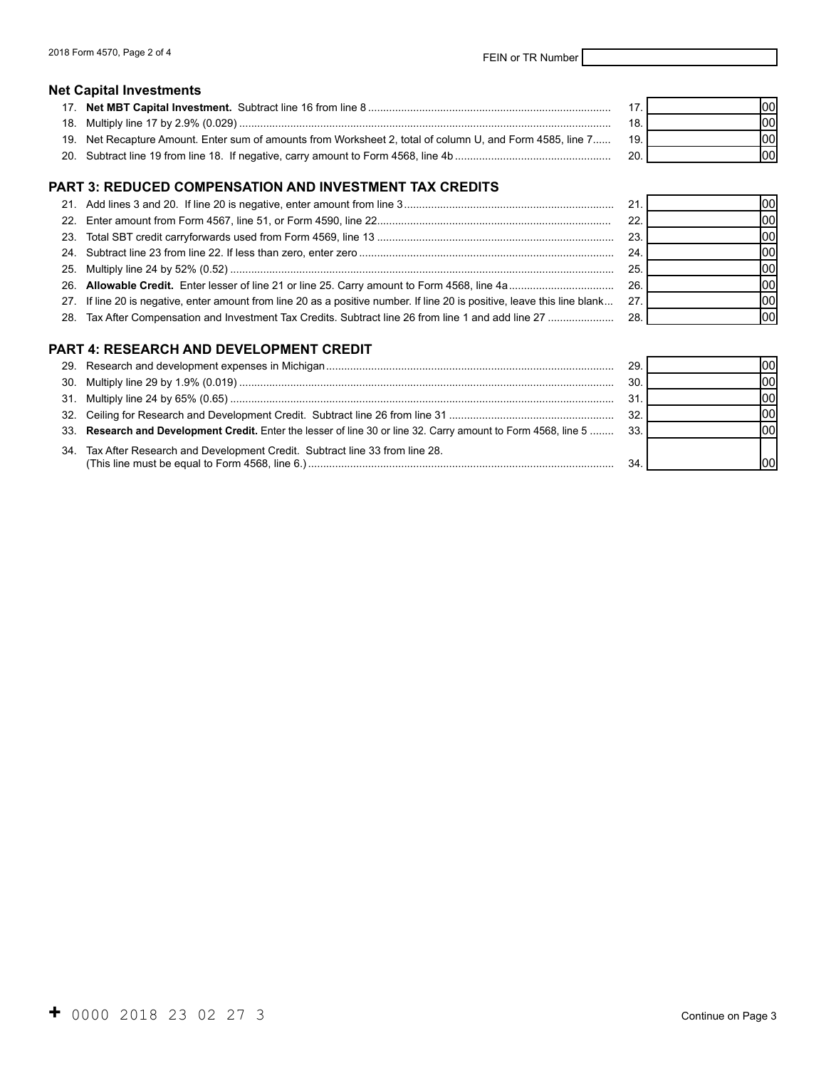FEIN or TR Number

## Net Capital Investments

| | | | |
|---|---|---|---|
| 17. | **Net MBT Capital Investment.** Subtract line 16 from line 8 | 17. | 00 |
| 18. | Multiply line 17 by 2.9% (0.029) | 18. | 00 |
| 19. | Net Recapture Amount. Enter sum of amounts from Worksheet 2, total of column U, and Form 4585, line 7 | 19. | 00 |
| 20. | Subtract line 19 from line 18. If negative, carry amount to Form 4568, line 4b | 20. | 00 |

## PART 3: REDUCED COMPENSATION AND INVESTMENT TAX CREDITS

| | | | |
|---|---|---|---|
| 21. | Add lines 3 and 20. If line 20 is negative, enter amount from line 3 | 21. | 00 |
| 22. | Enter amount from Form 4567, line 51, or Form 4590, line 22 | 22. | 00 |
| 23. | Total SBT credit carryforwards used from Form 4569, line 13 | 23. | 00 |
| 24. | Subtract line 23 from line 22. If less than zero, enter zero | 24. | 00 |
| 25. | Multiply line 24 by 52% (0.52) | 25. | 00 |
| 26. | **Allowable Credit.** Enter lesser of line 21 or line 25. Carry amount to Form 4568, line 4a | 26. | 00 |
| 27. | If line 20 is negative, enter amount from line 20 as a positive number. If line 20 is positive, leave this line blank | 27. | 00 |
| 28. | Tax After Compensation and Investment Tax Credits. Subtract line 26 from line 1 and add line 27 | 28. | 00 |

## PART 4: RESEARCH AND DEVELOPMENT CREDIT

| | | | |
|---|---|---|---|
| 29. | Research and development expenses in Michigan | 29. | 00 |
| 30. | Multiply line 29 by 1.9% (0.019) | 30. | 00 |
| 31. | Multiply line 24 by 65% (0.65) | 31. | 00 |
| 32. | Ceiling for Research and Development Credit. Subtract line 26 from line 31 | 32. | 00 |
| 33. | **Research and Development Credit.** Enter the lesser of line 30 or line 32. Carry amount to Form 4568, line 5 | 33. | 00 |
| 34. | Tax After Research and Development Credit. Subtract line 33 from line 28. (This line must be equal to Form 4568, line 6.) | 34. | 00 |

+ 0000 2018 23 02 27 3

Continue on Page 3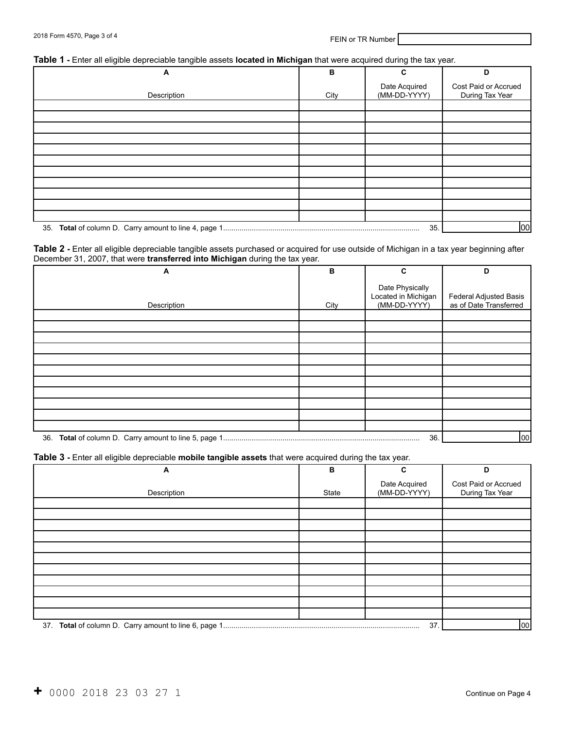2018 Form 4570, Page 3 of 4

FEIN or TR Number

**Table 1 -** Enter all eligible depreciable tangible assets **located in Michigan** that were acquired during the tax year.

| A<br>Description | B<br>City | C<br>Date Acquired (MM-DD-YYYY) | D<br>Cost Paid or Accrued During Tax Year |
|---|---|---|---|
| | | | |
| | | | |
| | | | |
| | | | |
| | | | |
| | | | |
| | | | |
| | | | |
| | | | |
| | | | |
| | | | |

35. **Total** of column D. Carry amount to line 4, page 1 .................... 35. 00

**Table 2 -** Enter all eligible depreciable tangible assets purchased or acquired for use outside of Michigan in a tax year beginning after December 31, 2007, that were **transferred into Michigan** during the tax year.

| A<br>Description | B<br>City | C<br>Date Physically Located in Michigan (MM-DD-YYYY) | D<br>Federal Adjusted Basis as of Date Transferred |
|---|---|---|---|
| | | | |
| | | | |
| | | | |
| | | | |
| | | | |
| | | | |
| | | | |
| | | | |
| | | | |
| | | | |
| | | | |

36. **Total** of column D. Carry amount to line 5, page 1 .................... 36. 00

**Table 3 -** Enter all eligible depreciable **mobile tangible assets** that were acquired during the tax year.

| A<br>Description | B<br>State | C<br>Date Acquired (MM-DD-YYYY) | D<br>Cost Paid or Accrued During Tax Year |
|---|---|---|---|
| | | | |
| | | | |
| | | | |
| | | | |
| | | | |
| | | | |
| | | | |
| | | | |
| | | | |
| | | | |
| | | | |

37. **Total** of column D. Carry amount to line 6, page 1 .................... 37. 00

+ 0000 2018 23 03 27 1

Continue on Page 4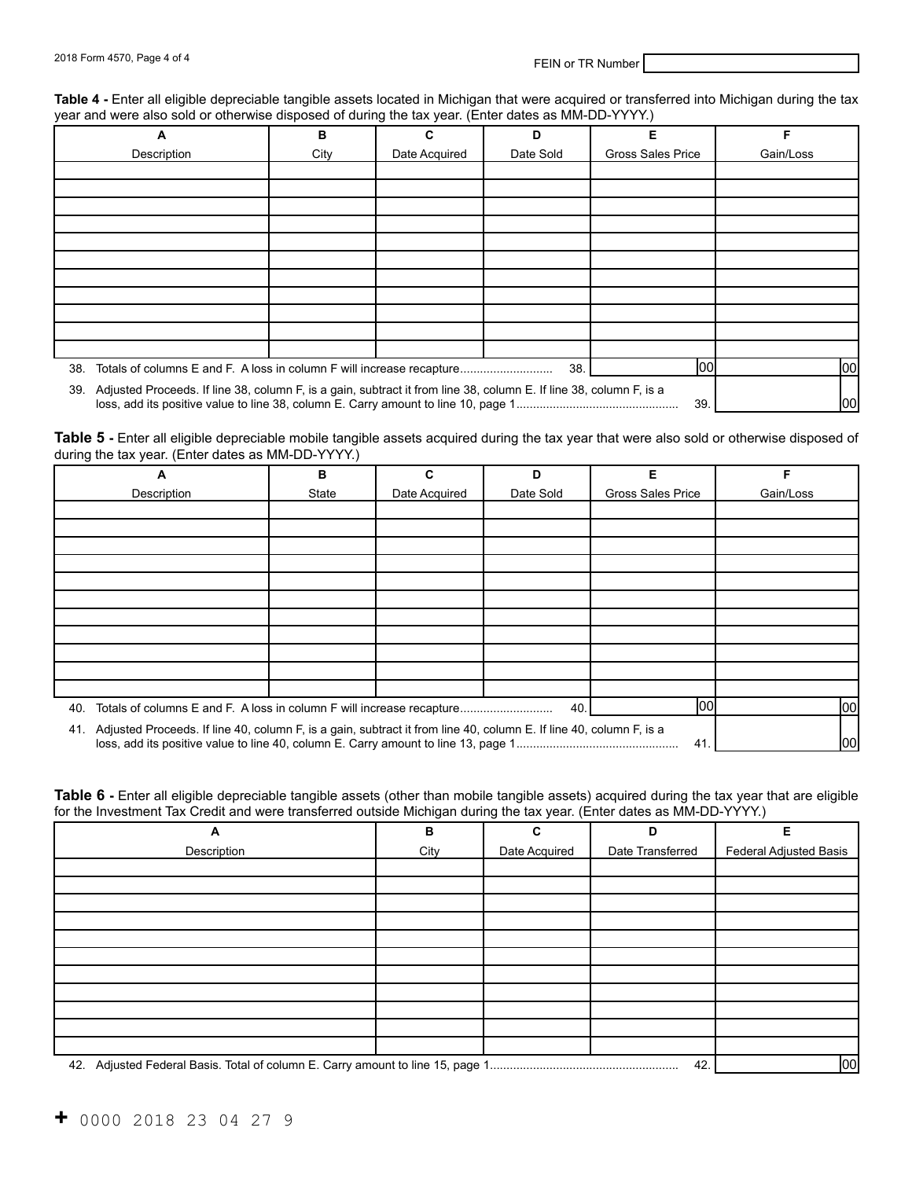FEIN or TR Number

**Table 4 -** Enter all eligible depreciable tangible assets located in Michigan that were acquired or transferred into Michigan during the tax year and were also sold or otherwise disposed of during the tax year. (Enter dates as MM-DD-YYYY.)

| A<br>Description | B<br>City | C<br>Date Acquired | D<br>Date Sold | E<br>Gross Sales Price | F<br>Gain/Loss |
|---|---|---|---|---|---|
| | | | | | |
| | | | | | |
| | | | | | |
| | | | | | |
| | | | | | |
| | | | | | |
| | | | | | |
| | | | | | |
| | | | | | |
| | | | | | |
| | | | | | |
| 38. Totals of columns E and F. A loss in column F will increase recapture........................... 38. | | | | 00 | 00 |
| 39. Adjusted Proceeds. If line 38, column F, is a gain, subtract it from line 38, column E. If line 38, column F, is a loss, add its positive value to line 38, column E. Carry amount to line 10, page 1................................................ 39. | | | | | 00 |

**Table 5 -** Enter all eligible depreciable mobile tangible assets acquired during the tax year that were also sold or otherwise disposed of during the tax year. (Enter dates as MM-DD-YYYY.)

| A<br>Description | B<br>State | C<br>Date Acquired | D<br>Date Sold | E<br>Gross Sales Price | F<br>Gain/Loss |
|---|---|---|---|---|---|
| | | | | | |
| | | | | | |
| | | | | | |
| | | | | | |
| | | | | | |
| | | | | | |
| | | | | | |
| | | | | | |
| | | | | | |
| | | | | | |
| | | | | | |
| 40. Totals of columns E and F. A loss in column F will increase recapture........................... 40. | | | | 00 | 00 |
| 41. Adjusted Proceeds. If line 40, column F, is a gain, subtract it from line 40, column E. If line 40, column F, is a loss, add its positive value to line 40, column E. Carry amount to line 13, page 1................................................ 41. | | | | | 00 |

**Table 6 -** Enter all eligible depreciable tangible assets (other than mobile tangible assets) acquired during the tax year that are eligible for the Investment Tax Credit and were transferred outside Michigan during the tax year. (Enter dates as MM-DD-YYYY.)

| A<br>Description | B<br>City | C<br>Date Acquired | D<br>Date Transferred | E<br>Federal Adjusted Basis |
|---|---|---|---|---|
| | | | | |
| | | | | |
| | | | | |
| | | | | |
| | | | | |
| | | | | |
| | | | | |
| | | | | |
| | | | | |
| | | | | |
| | | | | |
| 42. Adjusted Federal Basis. Total of column E. Carry amount to line 15, page 1........................................................ 42. | | | | 00 |

+ 0000 2018 23 04 27 9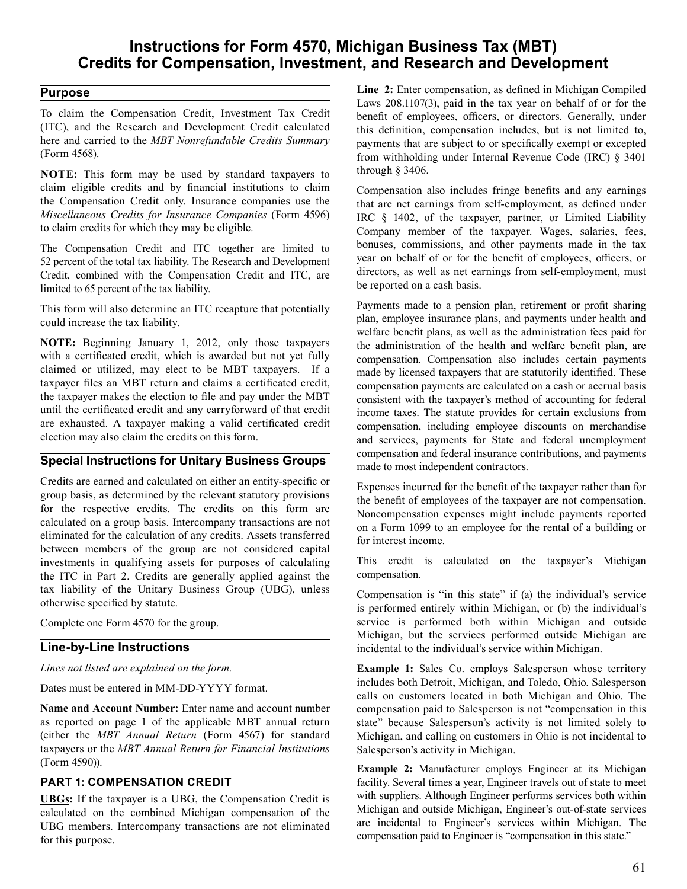# Instructions for Form 4570, Michigan Business Tax (MBT) Credits for Compensation, Investment, and Research and Development

## Purpose

To claim the Compensation Credit, Investment Tax Credit (ITC), and the Research and Development Credit calculated here and carried to the *MBT Nonrefundable Credits Summary* (Form 4568).

**NOTE:** This form may be used by standard taxpayers to claim eligible credits and by financial institutions to claim the Compensation Credit only. Insurance companies use the *Miscellaneous Credits for Insurance Companies* (Form 4596) to claim credits for which they may be eligible.

The Compensation Credit and ITC together are limited to 52 percent of the total tax liability. The Research and Development Credit, combined with the Compensation Credit and ITC, are limited to 65 percent of the tax liability.

This form will also determine an ITC recapture that potentially could increase the tax liability.

**NOTE:** Beginning January 1, 2012, only those taxpayers with a certificated credit, which is awarded but not yet fully claimed or utilized, may elect to be MBT taxpayers. If a taxpayer files an MBT return and claims a certificated credit, the taxpayer makes the election to file and pay under the MBT until the certificated credit and any carryforward of that credit are exhausted. A taxpayer making a valid certificated credit election may also claim the credits on this form.

## Special Instructions for Unitary Business Groups

Credits are earned and calculated on either an entity-specific or group basis, as determined by the relevant statutory provisions for the respective credits. The credits on this form are calculated on a group basis. Intercompany transactions are not eliminated for the calculation of any credits. Assets transferred between members of the group are not considered capital investments in qualifying assets for purposes of calculating the ITC in Part 2. Credits are generally applied against the tax liability of the Unitary Business Group (UBG), unless otherwise specified by statute.

Complete one Form 4570 for the group.

## Line-by-Line Instructions

*Lines not listed are explained on the form.*

Dates must be entered in MM-DD-YYYY format.

**Name and Account Number:** Enter name and account number as reported on page 1 of the applicable MBT annual return (either the *MBT Annual Return* (Form 4567) for standard taxpayers or the *MBT Annual Return for Financial Institutions* (Form 4590)).

### PART 1: COMPENSATION CREDIT

**UBGs:** If the taxpayer is a UBG, the Compensation Credit is calculated on the combined Michigan compensation of the UBG members. Intercompany transactions are not eliminated for this purpose.

**Line 2:** Enter compensation, as defined in Michigan Compiled Laws 208.1107(3), paid in the tax year on behalf of or for the benefit of employees, officers, or directors. Generally, under this definition, compensation includes, but is not limited to, payments that are subject to or specifically exempt or excepted from withholding under Internal Revenue Code (IRC) § 3401 through § 3406.

Compensation also includes fringe benefits and any earnings that are net earnings from self-employment, as defined under IRC § 1402, of the taxpayer, partner, or Limited Liability Company member of the taxpayer. Wages, salaries, fees, bonuses, commissions, and other payments made in the tax year on behalf of or for the benefit of employees, officers, or directors, as well as net earnings from self-employment, must be reported on a cash basis.

Payments made to a pension plan, retirement or profit sharing plan, employee insurance plans, and payments under health and welfare benefit plans, as well as the administration fees paid for the administration of the health and welfare benefit plan, are compensation. Compensation also includes certain payments made by licensed taxpayers that are statutorily identified. These compensation payments are calculated on a cash or accrual basis consistent with the taxpayer's method of accounting for federal income taxes. The statute provides for certain exclusions from compensation, including employee discounts on merchandise and services, payments for State and federal unemployment compensation and federal insurance contributions, and payments made to most independent contractors.

Expenses incurred for the benefit of the taxpayer rather than for the benefit of employees of the taxpayer are not compensation. Noncompensation expenses might include payments reported on a Form 1099 to an employee for the rental of a building or for interest income.

This credit is calculated on the taxpayer's Michigan compensation.

Compensation is "in this state" if (a) the individual's service is performed entirely within Michigan, or (b) the individual's service is performed both within Michigan and outside Michigan, but the services performed outside Michigan are incidental to the individual's service within Michigan.

**Example 1:** Sales Co. employs Salesperson whose territory includes both Detroit, Michigan, and Toledo, Ohio. Salesperson calls on customers located in both Michigan and Ohio. The compensation paid to Salesperson is not "compensation in this state" because Salesperson's activity is not limited solely to Michigan, and calling on customers in Ohio is not incidental to Salesperson's activity in Michigan.

**Example 2:** Manufacturer employs Engineer at its Michigan facility. Several times a year, Engineer travels out of state to meet with suppliers. Although Engineer performs services both within Michigan and outside Michigan, Engineer's out-of-state services are incidental to Engineer's services within Michigan. The compensation paid to Engineer is "compensation in this state."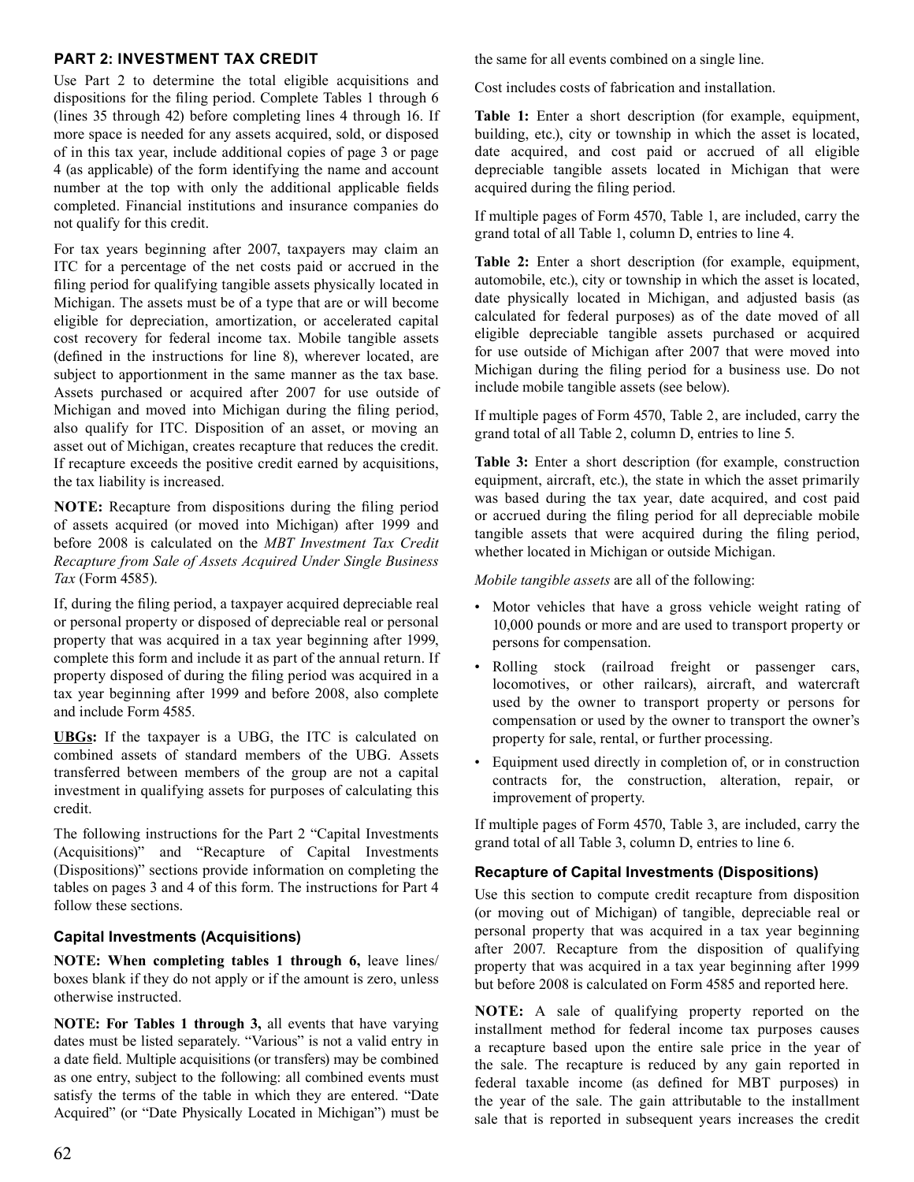### PART 2: INVESTMENT TAX CREDIT

Use Part 2 to determine the total eligible acquisitions and dispositions for the filing period. Complete Tables 1 through 6 (lines 35 through 42) before completing lines 4 through 16. If more space is needed for any assets acquired, sold, or disposed of in this tax year, include additional copies of page 3 or page 4 (as applicable) of the form identifying the name and account number at the top with only the additional applicable fields completed. Financial institutions and insurance companies do not qualify for this credit.

For tax years beginning after 2007, taxpayers may claim an ITC for a percentage of the net costs paid or accrued in the filing period for qualifying tangible assets physically located in Michigan. The assets must be of a type that are or will become eligible for depreciation, amortization, or accelerated capital cost recovery for federal income tax. Mobile tangible assets (defined in the instructions for line 8), wherever located, are subject to apportionment in the same manner as the tax base. Assets purchased or acquired after 2007 for use outside of Michigan and moved into Michigan during the filing period, also qualify for ITC. Disposition of an asset, or moving an asset out of Michigan, creates recapture that reduces the credit. If recapture exceeds the positive credit earned by acquisitions, the tax liability is increased.

**NOTE:** Recapture from dispositions during the filing period of assets acquired (or moved into Michigan) after 1999 and before 2008 is calculated on the *MBT Investment Tax Credit Recapture from Sale of Assets Acquired Under Single Business Tax* (Form 4585).

If, during the filing period, a taxpayer acquired depreciable real or personal property or disposed of depreciable real or personal property that was acquired in a tax year beginning after 1999, complete this form and include it as part of the annual return. If property disposed of during the filing period was acquired in a tax year beginning after 1999 and before 2008, also complete and include Form 4585.

**UBGs:** If the taxpayer is a UBG, the ITC is calculated on combined assets of standard members of the UBG. Assets transferred between members of the group are not a capital investment in qualifying assets for purposes of calculating this credit.

The following instructions for the Part 2 "Capital Investments (Acquisitions)" and "Recapture of Capital Investments (Dispositions)" sections provide information on completing the tables on pages 3 and 4 of this form. The instructions for Part 4 follow these sections.

#### Capital Investments (Acquisitions)

**NOTE: When completing tables 1 through 6,** leave lines/boxes blank if they do not apply or if the amount is zero, unless otherwise instructed.

**NOTE: For Tables 1 through 3,** all events that have varying dates must be listed separately. "Various" is not a valid entry in a date field. Multiple acquisitions (or transfers) may be combined as one entry, subject to the following: all combined events must satisfy the terms of the table in which they are entered. "Date Acquired" (or "Date Physically Located in Michigan") must be the same for all events combined on a single line.

Cost includes costs of fabrication and installation.

**Table 1:** Enter a short description (for example, equipment, building, etc.), city or township in which the asset is located, date acquired, and cost paid or accrued of all eligible depreciable tangible assets located in Michigan that were acquired during the filing period.

If multiple pages of Form 4570, Table 1, are included, carry the grand total of all Table 1, column D, entries to line 4.

**Table 2:** Enter a short description (for example, equipment, automobile, etc.), city or township in which the asset is located, date physically located in Michigan, and adjusted basis (as calculated for federal purposes) as of the date moved of all eligible depreciable tangible assets purchased or acquired for use outside of Michigan after 2007 that were moved into Michigan during the filing period for a business use. Do not include mobile tangible assets (see below).

If multiple pages of Form 4570, Table 2, are included, carry the grand total of all Table 2, column D, entries to line 5.

**Table 3:** Enter a short description (for example, construction equipment, aircraft, etc.), the state in which the asset primarily was based during the tax year, date acquired, and cost paid or accrued during the filing period for all depreciable mobile tangible assets that were acquired during the filing period, whether located in Michigan or outside Michigan.

*Mobile tangible assets* are all of the following:

- Motor vehicles that have a gross vehicle weight rating of 10,000 pounds or more and are used to transport property or persons for compensation.
- Rolling stock (railroad freight or passenger cars, locomotives, or other railcars), aircraft, and watercraft used by the owner to transport property or persons for compensation or used by the owner to transport the owner's property for sale, rental, or further processing.
- Equipment used directly in completion of, or in construction contracts for, the construction, alteration, repair, or improvement of property.

If multiple pages of Form 4570, Table 3, are included, carry the grand total of all Table 3, column D, entries to line 6.

#### Recapture of Capital Investments (Dispositions)

Use this section to compute credit recapture from disposition (or moving out of Michigan) of tangible, depreciable real or personal property that was acquired in a tax year beginning after 2007. Recapture from the disposition of qualifying property that was acquired in a tax year beginning after 1999 but before 2008 is calculated on Form 4585 and reported here.

**NOTE:** A sale of qualifying property reported on the installment method for federal income tax purposes causes a recapture based upon the entire sale price in the year of the sale. The recapture is reduced by any gain reported in federal taxable income (as defined for MBT purposes) in the year of the sale. The gain attributable to the installment sale that is reported in subsequent years increases the credit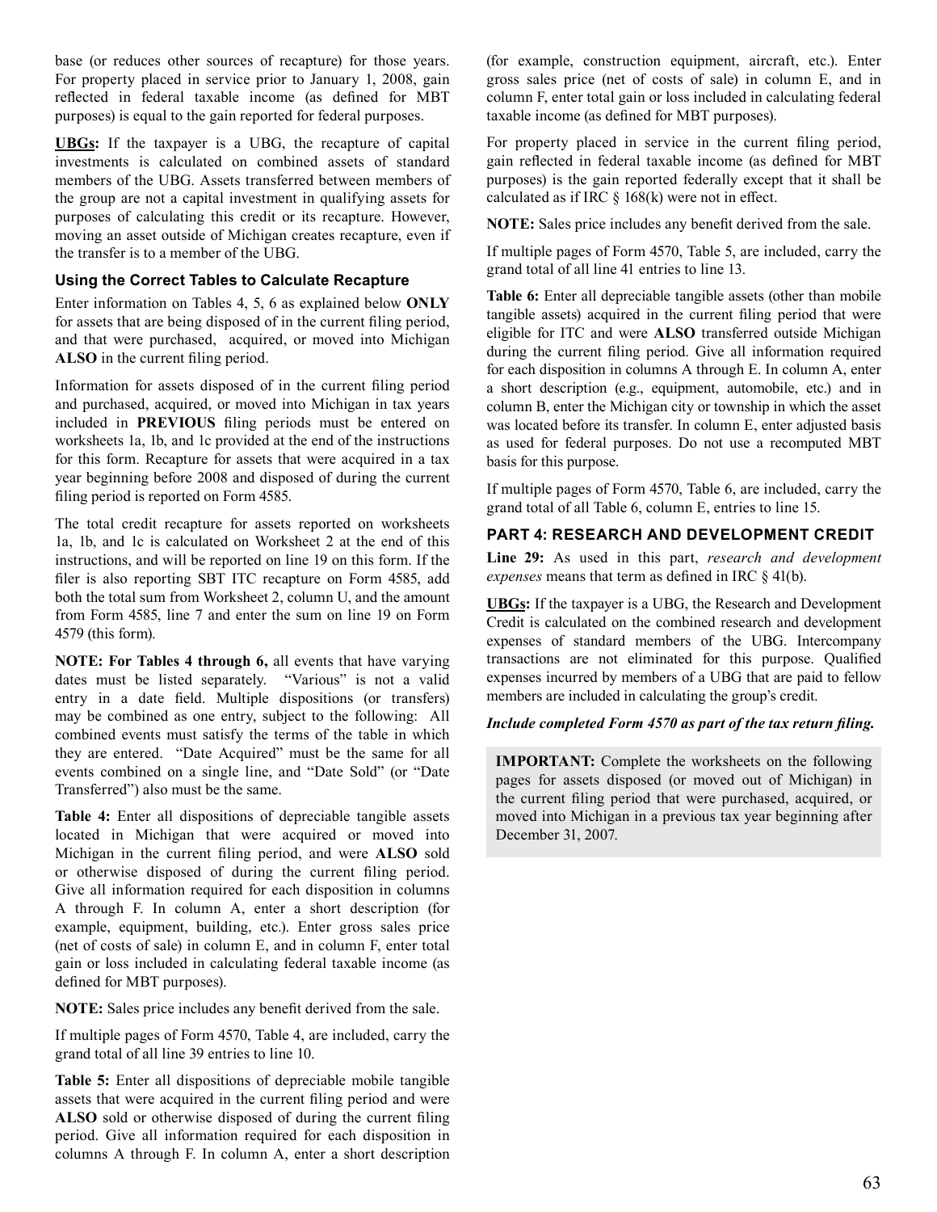base (or reduces other sources of recapture) for those years. For property placed in service prior to January 1, 2008, gain reflected in federal taxable income (as defined for MBT purposes) is equal to the gain reported for federal purposes.

**UBGs:** If the taxpayer is a UBG, the recapture of capital investments is calculated on combined assets of standard members of the UBG. Assets transferred between members of the group are not a capital investment in qualifying assets for purposes of calculating this credit or its recapture. However, moving an asset outside of Michigan creates recapture, even if the transfer is to a member of the UBG.

### Using the Correct Tables to Calculate Recapture

Enter information on Tables 4, 5, 6 as explained below **ONLY** for assets that are being disposed of in the current filing period, and that were purchased, acquired, or moved into Michigan **ALSO** in the current filing period.

Information for assets disposed of in the current filing period and purchased, acquired, or moved into Michigan in tax years included in **PREVIOUS** filing periods must be entered on worksheets 1a, 1b, and 1c provided at the end of the instructions for this form. Recapture for assets that were acquired in a tax year beginning before 2008 and disposed of during the current filing period is reported on Form 4585.

The total credit recapture for assets reported on worksheets 1a, 1b, and 1c is calculated on Worksheet 2 at the end of this instructions, and will be reported on line 19 on this form. If the filer is also reporting SBT ITC recapture on Form 4585, add both the total sum from Worksheet 2, column U, and the amount from Form 4585, line 7 and enter the sum on line 19 on Form 4579 (this form).

**NOTE: For Tables 4 through 6,** all events that have varying dates must be listed separately. "Various" is not a valid entry in a date field. Multiple dispositions (or transfers) may be combined as one entry, subject to the following: All combined events must satisfy the terms of the table in which they are entered. "Date Acquired" must be the same for all events combined on a single line, and "Date Sold" (or "Date Transferred") also must be the same.

**Table 4:** Enter all dispositions of depreciable tangible assets located in Michigan that were acquired or moved into Michigan in the current filing period, and were **ALSO** sold or otherwise disposed of during the current filing period. Give all information required for each disposition in columns A through F. In column A, enter a short description (for example, equipment, building, etc.). Enter gross sales price (net of costs of sale) in column E, and in column F, enter total gain or loss included in calculating federal taxable income (as defined for MBT purposes).

**NOTE:** Sales price includes any benefit derived from the sale.

If multiple pages of Form 4570, Table 4, are included, carry the grand total of all line 39 entries to line 10.

**Table 5:** Enter all dispositions of depreciable mobile tangible assets that were acquired in the current filing period and were **ALSO** sold or otherwise disposed of during the current filing period. Give all information required for each disposition in columns A through F. In column A, enter a short description (for example, construction equipment, aircraft, etc.). Enter gross sales price (net of costs of sale) in column E, and in column F, enter total gain or loss included in calculating federal taxable income (as defined for MBT purposes).

For property placed in service in the current filing period, gain reflected in federal taxable income (as defined for MBT purposes) is the gain reported federally except that it shall be calculated as if IRC § 168(k) were not in effect.

**NOTE:** Sales price includes any benefit derived from the sale.

If multiple pages of Form 4570, Table 5, are included, carry the grand total of all line 41 entries to line 13.

**Table 6:** Enter all depreciable tangible assets (other than mobile tangible assets) acquired in the current filing period that were eligible for ITC and were **ALSO** transferred outside Michigan during the current filing period. Give all information required for each disposition in columns A through E. In column A, enter a short description (e.g., equipment, automobile, etc.) and in column B, enter the Michigan city or township in which the asset was located before its transfer. In column E, enter adjusted basis as used for federal purposes. Do not use a recomputed MBT basis for this purpose.

If multiple pages of Form 4570, Table 6, are included, carry the grand total of all Table 6, column E, entries to line 15.

## PART 4: RESEARCH AND DEVELOPMENT CREDIT

**Line 29:** As used in this part, *research and development expenses* means that term as defined in IRC § 41(b).

**UBGs:** If the taxpayer is a UBG, the Research and Development Credit is calculated on the combined research and development expenses of standard members of the UBG. Intercompany transactions are not eliminated for this purpose. Qualified expenses incurred by members of a UBG that are paid to fellow members are included in calculating the group's credit.

***Include completed Form 4570 as part of the tax return filing.***

**IMPORTANT:** Complete the worksheets on the following pages for assets disposed (or moved out of Michigan) in the current filing period that were purchased, acquired, or moved into Michigan in a previous tax year beginning after December 31, 2007.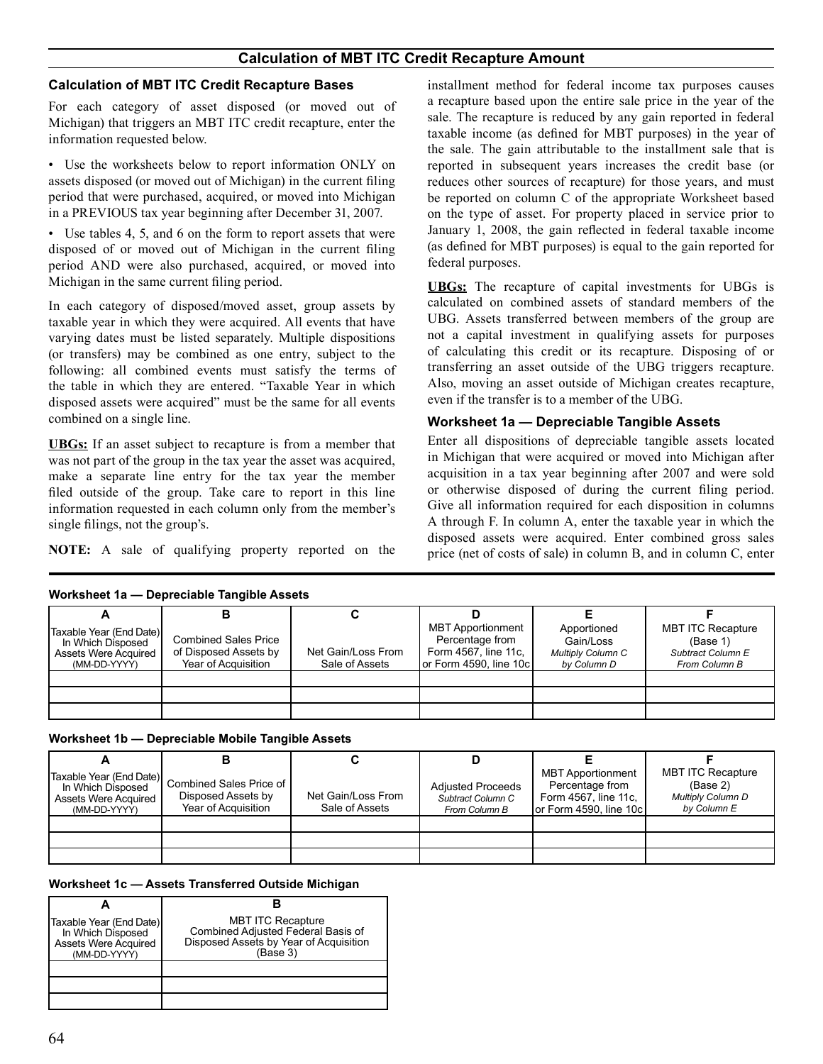# Calculation of MBT ITC Credit Recapture Amount

### Calculation of MBT ITC Credit Recapture Bases

For each category of asset disposed (or moved out of Michigan) that triggers an MBT ITC credit recapture, enter the information requested below.

- Use the worksheets below to report information ONLY on assets disposed (or moved out of Michigan) in the current filing period that were purchased, acquired, or moved into Michigan in a PREVIOUS tax year beginning after December 31, 2007.
- Use tables 4, 5, and 6 on the form to report assets that were disposed of or moved out of Michigan in the current filing period AND were also purchased, acquired, or moved into Michigan in the same current filing period.

In each category of disposed/moved asset, group assets by taxable year in which they were acquired. All events that have varying dates must be listed separately. Multiple dispositions (or transfers) may be combined as one entry, subject to the following: all combined events must satisfy the terms of the table in which they are entered. "Taxable Year in which disposed assets were acquired" must be the same for all events combined on a single line.

**UBGs:** If an asset subject to recapture is from a member that was not part of the group in the tax year the asset was acquired, make a separate line entry for the tax year the member filed outside of the group. Take care to report in this line information requested in each column only from the member's single filings, not the group's.

**NOTE:** A sale of qualifying property reported on the installment method for federal income tax purposes causes a recapture based upon the entire sale price in the year of the sale. The recapture is reduced by any gain reported in federal taxable income (as defined for MBT purposes) in the year of the sale. The gain attributable to the installment sale that is reported in subsequent years increases the credit base (or reduces other sources of recapture) for those years, and must be reported on column C of the appropriate Worksheet based on the type of asset. For property placed in service prior to January 1, 2008, the gain reflected in federal taxable income (as defined for MBT purposes) is equal to the gain reported for federal purposes.

**UBGs:** The recapture of capital investments for UBGs is calculated on combined assets of standard members of the UBG. Assets transferred between members of the group are not a capital investment in qualifying assets for purposes of calculating this credit or its recapture. Disposing of or transferring an asset outside of the UBG triggers recapture. Also, moving an asset outside of Michigan creates recapture, even if the transfer is to a member of the UBG.

### Worksheet 1a — Depreciable Tangible Assets

Enter all dispositions of depreciable tangible assets located in Michigan that were acquired or moved into Michigan after acquisition in a tax year beginning after 2007 and were sold or otherwise disposed of during the current filing period. Give all information required for each disposition in columns A through F. In column A, enter the taxable year in which the disposed assets were acquired. Enter combined gross sales price (net of costs of sale) in column B, and in column C, enter

**Worksheet 1a — Depreciable Tangible Assets**

| A | B | C | D | E | F |
|---|---|---|---|---|---|
| Taxable Year (End Date) In Which Disposed Assets Were Acquired (MM-DD-YYYY) | Combined Sales Price of Disposed Assets by Year of Acquisition | Net Gain/Loss From Sale of Assets | MBT Apportionment Percentage from Form 4567, line 11c, or Form 4590, line 10c | Apportioned Gain/Loss *Multiply Column C by Column D* | MBT ITC Recapture (Base 1) *Subtract Column E From Column B* |
| | | | | | |
| | | | | | |
| | | | | | |

**Worksheet 1b — Depreciable Mobile Tangible Assets**

| A | B | C | D | E | F |
|---|---|---|---|---|---|
| Taxable Year (End Date) In Which Disposed Assets Were Acquired (MM-DD-YYYY) | Combined Sales Price of Disposed Assets by Year of Acquisition | Net Gain/Loss From Sale of Assets | Adjusted Proceeds *Subtract Column C From Column B* | MBT Apportionment Percentage from Form 4567, line 11c, or Form 4590, line 10c | MBT ITC Recapture (Base 2) *Multiply Column D by Column E* |
| | | | | | |
| | | | | | |
| | | | | | |

**Worksheet 1c — Assets Transferred Outside Michigan**

| A | B |
|---|---|
| Taxable Year (End Date) In Which Disposed Assets Were Acquired (MM-DD-YYYY) | MBT ITC Recapture Combined Adjusted Federal Basis of Disposed Assets by Year of Acquisition (Base 3) |
| | |
| | |
| | |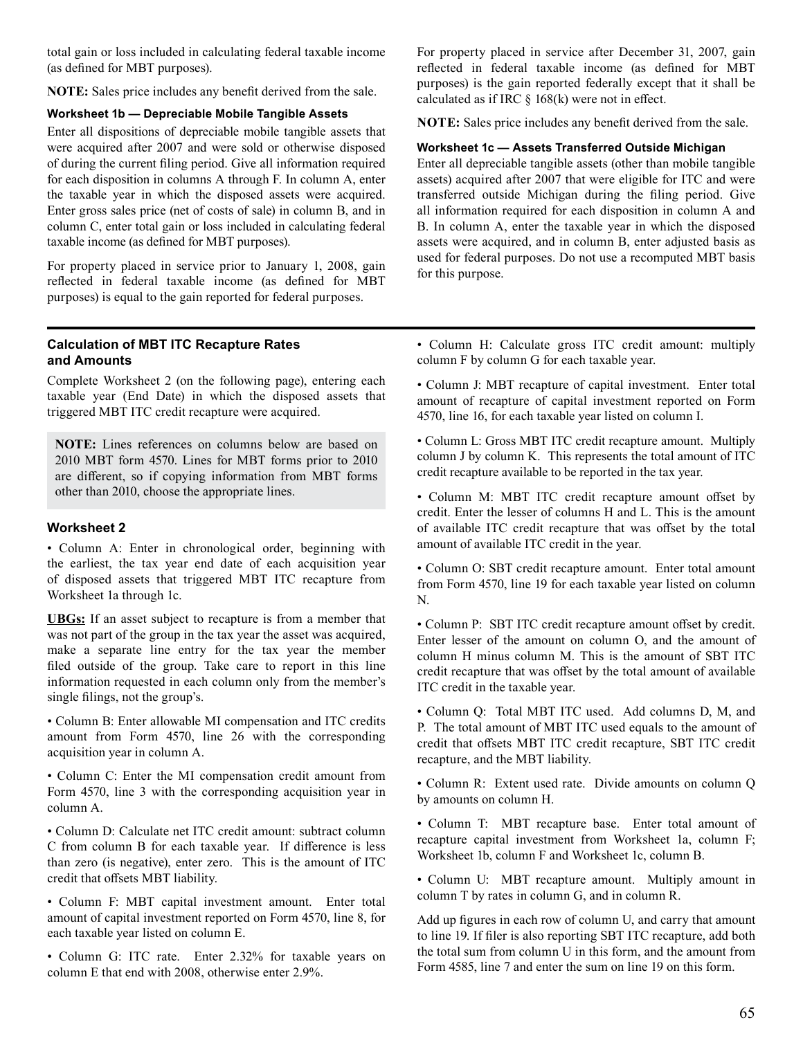total gain or loss included in calculating federal taxable income (as defined for MBT purposes).

**NOTE:** Sales price includes any benefit derived from the sale.

#### Worksheet 1b — Depreciable Mobile Tangible Assets

Enter all dispositions of depreciable mobile tangible assets that were acquired after 2007 and were sold or otherwise disposed of during the current filing period. Give all information required for each disposition in columns A through F. In column A, enter the taxable year in which the disposed assets were acquired. Enter gross sales price (net of costs of sale) in column B, and in column C, enter total gain or loss included in calculating federal taxable income (as defined for MBT purposes).

For property placed in service prior to January 1, 2008, gain reflected in federal taxable income (as defined for MBT purposes) is equal to the gain reported for federal purposes.

For property placed in service after December 31, 2007, gain reflected in federal taxable income (as defined for MBT purposes) is the gain reported federally except that it shall be calculated as if IRC § 168(k) were not in effect.

**NOTE:** Sales price includes any benefit derived from the sale.

#### Worksheet 1c — Assets Transferred Outside Michigan

Enter all depreciable tangible assets (other than mobile tangible assets) acquired after 2007 that were eligible for ITC and were transferred outside Michigan during the filing period. Give all information required for each disposition in column A and B. In column A, enter the taxable year in which the disposed assets were acquired, and in column B, enter adjusted basis as used for federal purposes. Do not use a recomputed MBT basis for this purpose.

### Calculation of MBT ITC Recapture Rates and Amounts

Complete Worksheet 2 (on the following page), entering each taxable year (End Date) in which the disposed assets that triggered MBT ITC credit recapture were acquired.

**NOTE:** Lines references on columns below are based on 2010 MBT form 4570. Lines for MBT forms prior to 2010 are different, so if copying information from MBT forms other than 2010, choose the appropriate lines.

#### Worksheet 2

- Column A: Enter in chronological order, beginning with the earliest, the tax year end date of each acquisition year of disposed assets that triggered MBT ITC recapture from Worksheet 1a through 1c.

**UBGs:** If an asset subject to recapture is from a member that was not part of the group in the tax year the asset was acquired, make a separate line entry for the tax year the member filed outside of the group. Take care to report in this line information requested in each column only from the member's single filings, not the group's.

- Column B: Enter allowable MI compensation and ITC credits amount from Form 4570, line 26 with the corresponding acquisition year in column A.
- Column C: Enter the MI compensation credit amount from Form 4570, line 3 with the corresponding acquisition year in column A.
- Column D: Calculate net ITC credit amount: subtract column C from column B for each taxable year. If difference is less than zero (is negative), enter zero. This is the amount of ITC credit that offsets MBT liability.
- Column F: MBT capital investment amount. Enter total amount of capital investment reported on Form 4570, line 8, for each taxable year listed on column E.
- Column G: ITC rate. Enter 2.32% for taxable years on column E that end with 2008, otherwise enter 2.9%.
- Column H: Calculate gross ITC credit amount: multiply column F by column G for each taxable year.
- Column J: MBT recapture of capital investment. Enter total amount of recapture of capital investment reported on Form 4570, line 16, for each taxable year listed on column I.
- Column L: Gross MBT ITC credit recapture amount. Multiply column J by column K. This represents the total amount of ITC credit recapture available to be reported in the tax year.
- Column M: MBT ITC credit recapture amount offset by credit. Enter the lesser of columns H and L. This is the amount of available ITC credit recapture that was offset by the total amount of available ITC credit in the year.
- Column O: SBT credit recapture amount. Enter total amount from Form 4570, line 19 for each taxable year listed on column N.
- Column P: SBT ITC credit recapture amount offset by credit. Enter lesser of the amount on column O, and the amount of column H minus column M. This is the amount of SBT ITC credit recapture that was offset by the total amount of available ITC credit in the taxable year.
- Column Q: Total MBT ITC used. Add columns D, M, and P. The total amount of MBT ITC used equals to the amount of credit that offsets MBT ITC credit recapture, SBT ITC credit recapture, and the MBT liability.
- Column R: Extent used rate. Divide amounts on column Q by amounts on column H.
- Column T: MBT recapture base. Enter total amount of recapture capital investment from Worksheet 1a, column F; Worksheet 1b, column F and Worksheet 1c, column B.
- Column U: MBT recapture amount. Multiply amount in column T by rates in column G, and in column R.

Add up figures in each row of column U, and carry that amount to line 19. If filer is also reporting SBT ITC recapture, add both the total sum from column U in this form, and the amount from Form 4585, line 7 and enter the sum on line 19 on this form.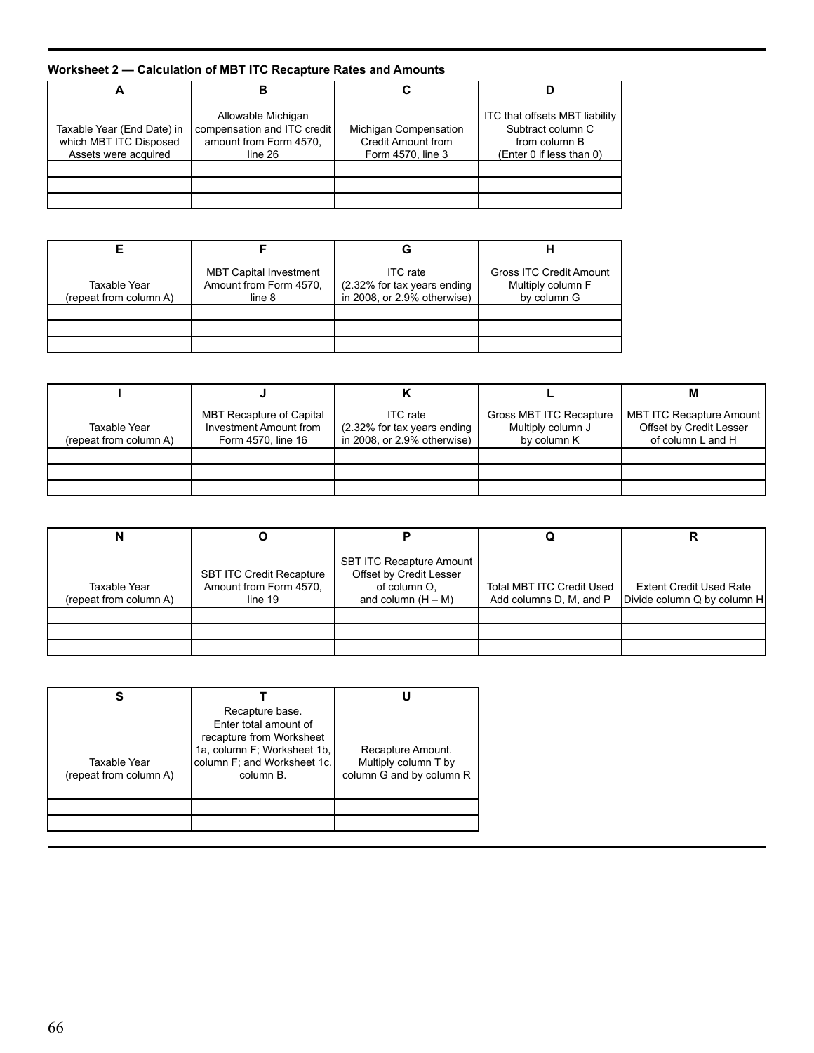**Worksheet 2 — Calculation of MBT ITC Recapture Rates and Amounts**

| A | B | C | D |
|---|---|---|---|
| Taxable Year (End Date) in which MBT ITC Disposed Assets were acquired | Allowable Michigan compensation and ITC credit amount from Form 4570, line 26 | Michigan Compensation Credit Amount from Form 4570, line 3 | ITC that offsets MBT liability Subtract column C from column B (Enter 0 if less than 0) |
| | | | |
| | | | |
| | | | |

| E | F | G | H |
|---|---|---|---|
| Taxable Year (repeat from column A) | MBT Capital Investment Amount from Form 4570, line 8 | ITC rate (2.32% for tax years ending in 2008, or 2.9% otherwise) | Gross ITC Credit Amount Multiply column F by column G |
| | | | |
| | | | |
| | | | |

| I | J | K | L | M |
|---|---|---|---|---|
| Taxable Year (repeat from column A) | MBT Recapture of Capital Investment Amount from Form 4570, line 16 | ITC rate (2.32% for tax years ending in 2008, or 2.9% otherwise) | Gross MBT ITC Recapture Multiply column J by column K | MBT ITC Recapture Amount Offset by Credit Lesser of column L and H |
| | | | | |
| | | | | |
| | | | | |

| N | O | P | Q | R |
|---|---|---|---|---|
| Taxable Year (repeat from column A) | SBT ITC Credit Recapture Amount from Form 4570, line 19 | SBT ITC Recapture Amount Offset by Credit Lesser of column O, and column (H – M) | Total MBT ITC Credit Used Add columns D, M, and P | Extent Credit Used Rate Divide column Q by column H |
| | | | | |
| | | | | |
| | | | | |

| S | T | U |
|---|---|---|
| Taxable Year (repeat from column A) | Recapture base. Enter total amount of recapture from Worksheet 1a, column F; Worksheet 1b, column F; and Worksheet 1c, column B. | Recapture Amount. Multiply column T by column G and by column R |
| | | |
| | | |
| | | |